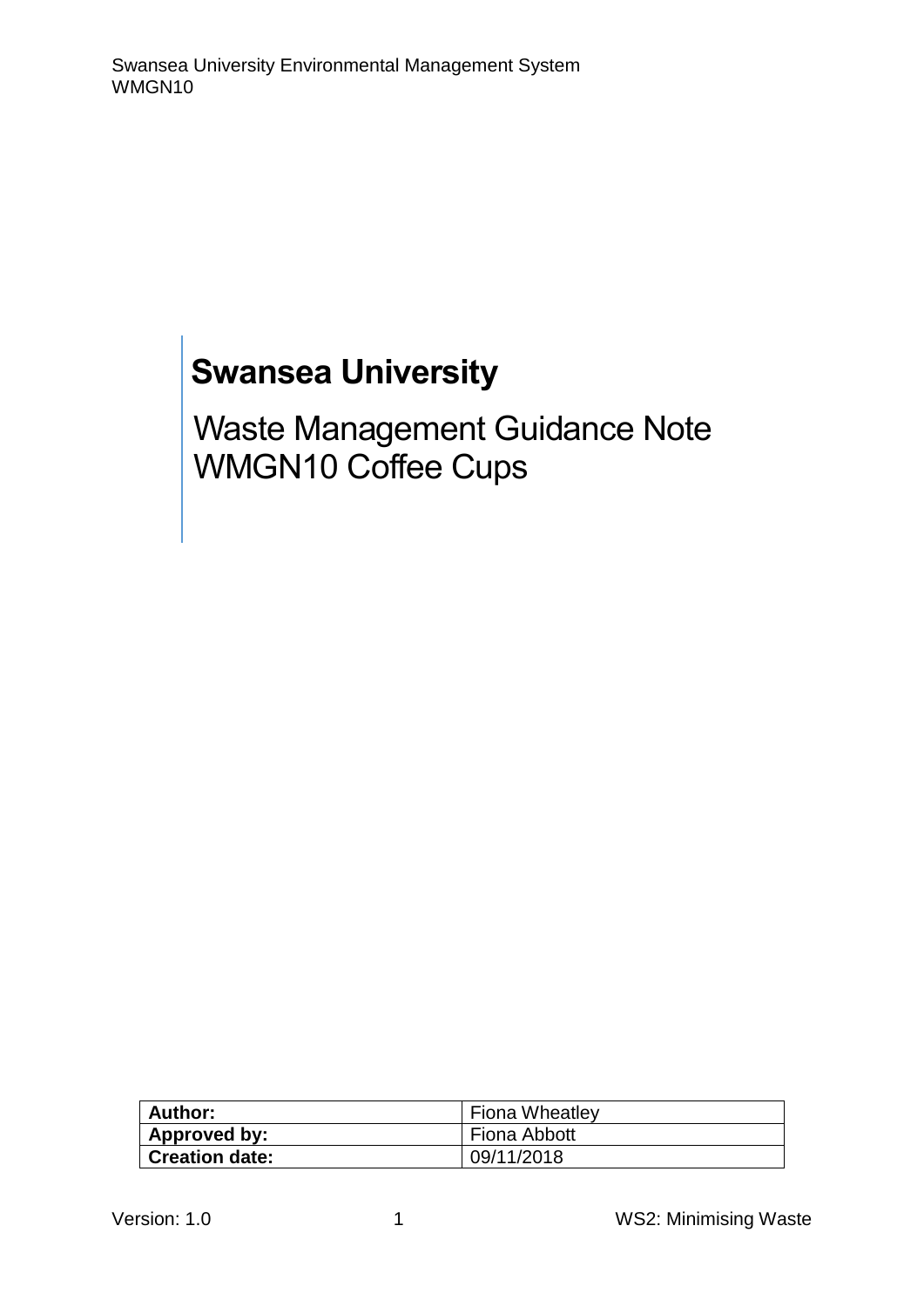# Swansea University

## Waste Management Guidance Note WMGN10 Coffee Cups

| Author: | Fiona Wheatley |
|---|---|
| Approved by: | Fiona Abbott |
| Creation date: | 09/11/2018 |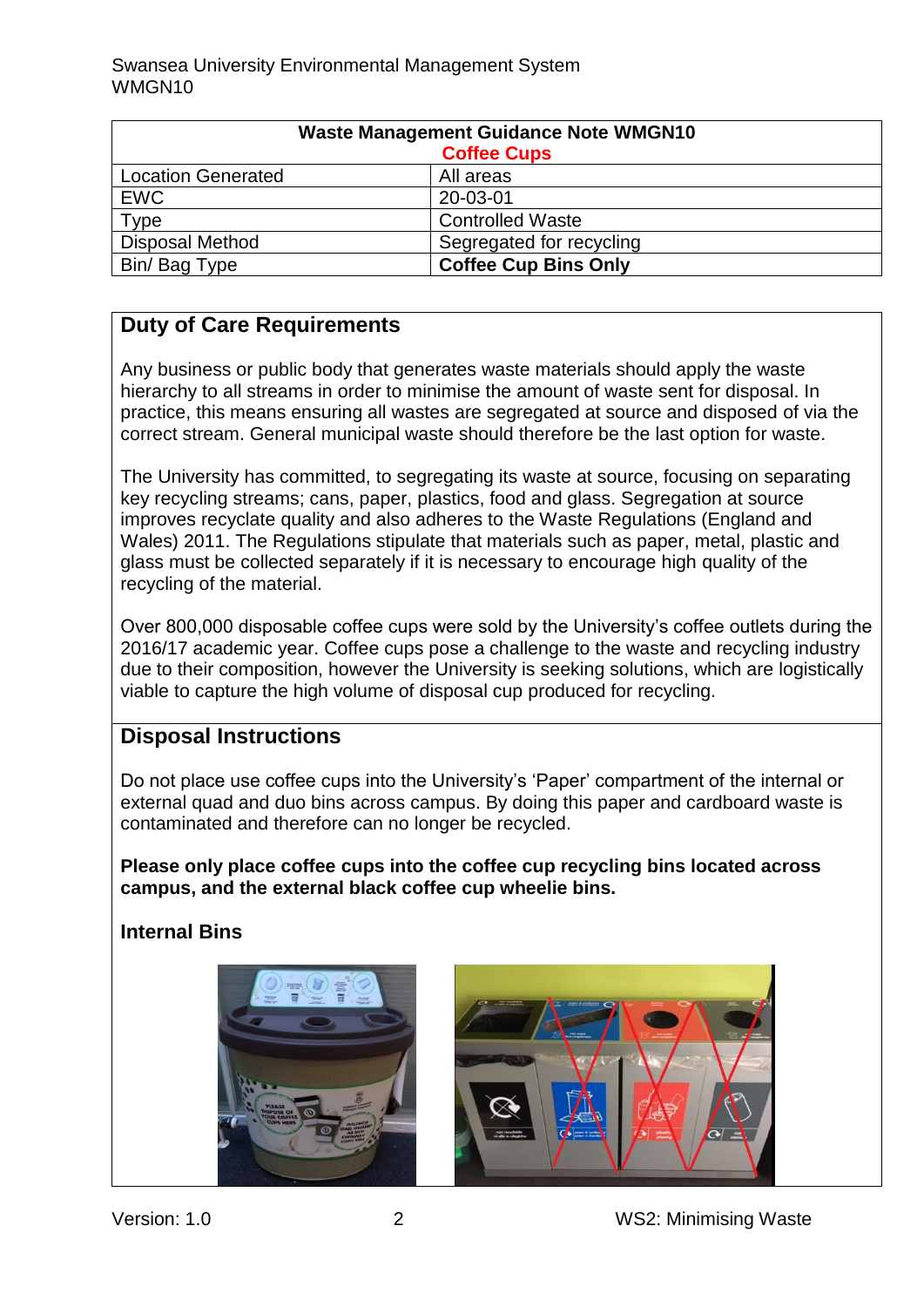| Waste Management Guidance Note WMGN10<br>Coffee Cups | |
|---|---|
| Location Generated | All areas |
| EWC | 20-03-01 |
| Type | Controlled Waste |
| Disposal Method | Segregated for recycling |
| Bin/ Bag Type | **Coffee Cup Bins Only** |

## Duty of Care Requirements

Any business or public body that generates waste materials should apply the waste hierarchy to all streams in order to minimise the amount of waste sent for disposal. In practice, this means ensuring all wastes are segregated at source and disposed of via the correct stream. General municipal waste should therefore be the last option for waste.

The University has committed, to segregating its waste at source, focusing on separating key recycling streams; cans, paper, plastics, food and glass. Segregation at source improves recyclate quality and also adheres to the Waste Regulations (England and Wales) 2011. The Regulations stipulate that materials such as paper, metal, plastic and glass must be collected separately if it is necessary to encourage high quality of the recycling of the material.

Over 800,000 disposable coffee cups were sold by the University's coffee outlets during the 2016/17 academic year. Coffee cups pose a challenge to the waste and recycling industry due to their composition, however the University is seeking solutions, which are logistically viable to capture the high volume of disposal cup produced for recycling.

## Disposal Instructions

Do not place use coffee cups into the University's 'Paper' compartment of the internal or external quad and duo bins across campus. By doing this paper and cardboard waste is contaminated and therefore can no longer be recycled.

**Please only place coffee cups into the coffee cup recycling bins located across campus, and the external black coffee cup wheelie bins.**

### Internal Bins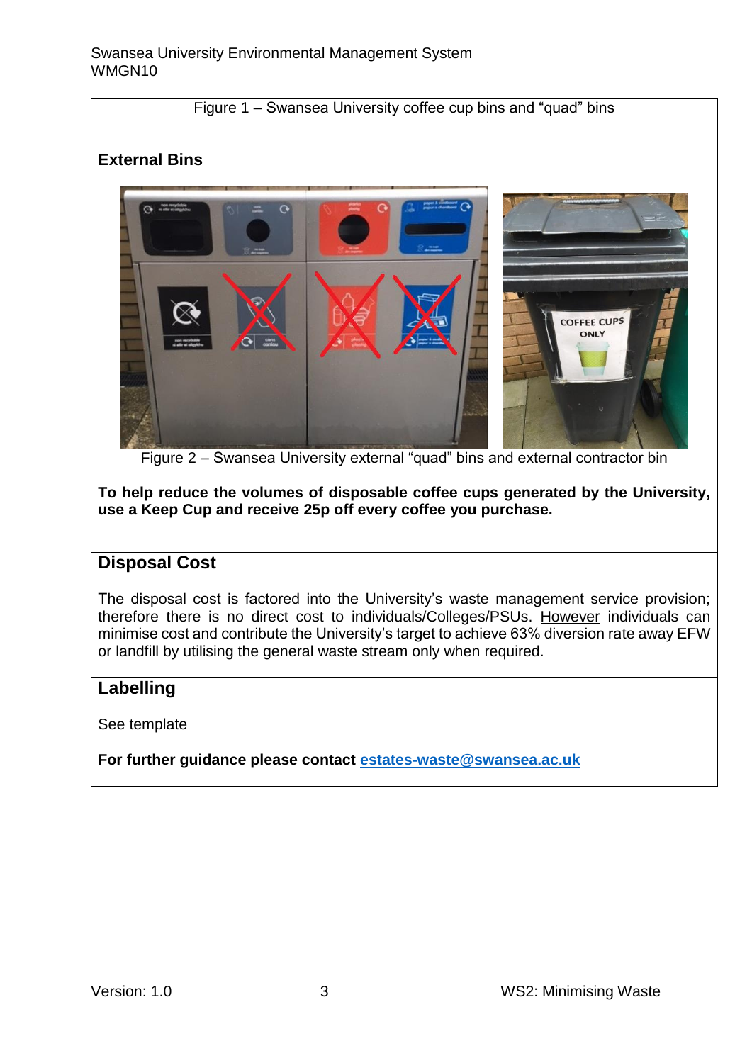Figure 1 – Swansea University coffee cup bins and “quad” bins

**External Bins**

Figure 2 – Swansea University external “quad” bins and external contractor bin

**To help reduce the volumes of disposable coffee cups generated by the University, use a Keep Cup and receive 25p off every coffee you purchase.**

## Disposal Cost

The disposal cost is factored into the University’s waste management service provision; therefore there is no direct cost to individuals/Colleges/PSUs. However individuals can minimise cost and contribute the University’s target to achieve 63% diversion rate away EFW or landfill by utilising the general waste stream only when required.

## Labelling

See template

**For further guidance please contact [estates-waste@swansea.ac.uk](mailto:estates-waste@swansea.ac.uk)**